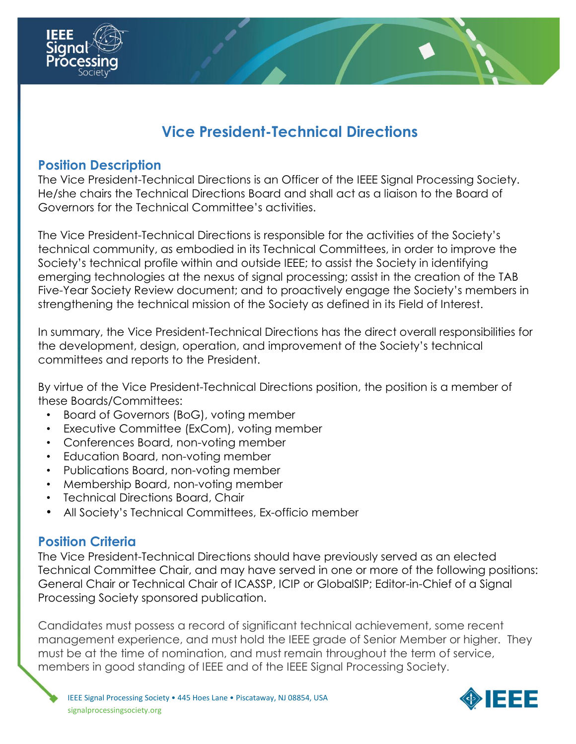# Vice President-Technical Directions

## Position Description

The Vice President-Technical Directions is an Officer of the IEEE Signal Processing Society. He/she chairs the Technical Directions Board and shall act as a liaison to the Board of Governors for the Technical Committee's activities.

The Vice President-Technical Directions is responsible for the activities of the Society's technical community, as embodied in its Technical Committees, in order to improve the Society's technical profile within and outside IEEE; to assist the Society in identifying emerging technologies at the nexus of signal processing; assist in the creation of the TAB Five-Year Society Review document; and to proactively engage the Society's members in strengthening the technical mission of the Society as defined in its Field of Interest.

In summary, the Vice President-Technical Directions has the direct overall responsibilities for the development, design, operation, and improvement of the Society's technical committees and reports to the President.

By virtue of the Vice President-Technical Directions position, the position is a member of these Boards/Committees:

- Board of Governors (BoG), voting member
- Executive Committee (ExCom), voting member
- Conferences Board, non-voting member
- Education Board, non-voting member
- Publications Board, non-voting member
- Membership Board, non-voting member
- Technical Directions Board, Chair
- All Society's Technical Committees, Ex-officio member

## Position Criteria

The Vice President-Technical Directions should have previously served as an elected Technical Committee Chair, and may have served in one or more of the following positions: General Chair or Technical Chair of ICASSP, ICIP or GlobalSIP; Editor-in-Chief of a Signal Processing Society sponsored publication.

Candidates must possess a record of significant technical achievement, some recent management experience, and must hold the IEEE grade of Senior Member or higher. They must be at the time of nomination, and must remain throughout the term of service, members in good standing of IEEE and of the IEEE Signal Processing Society.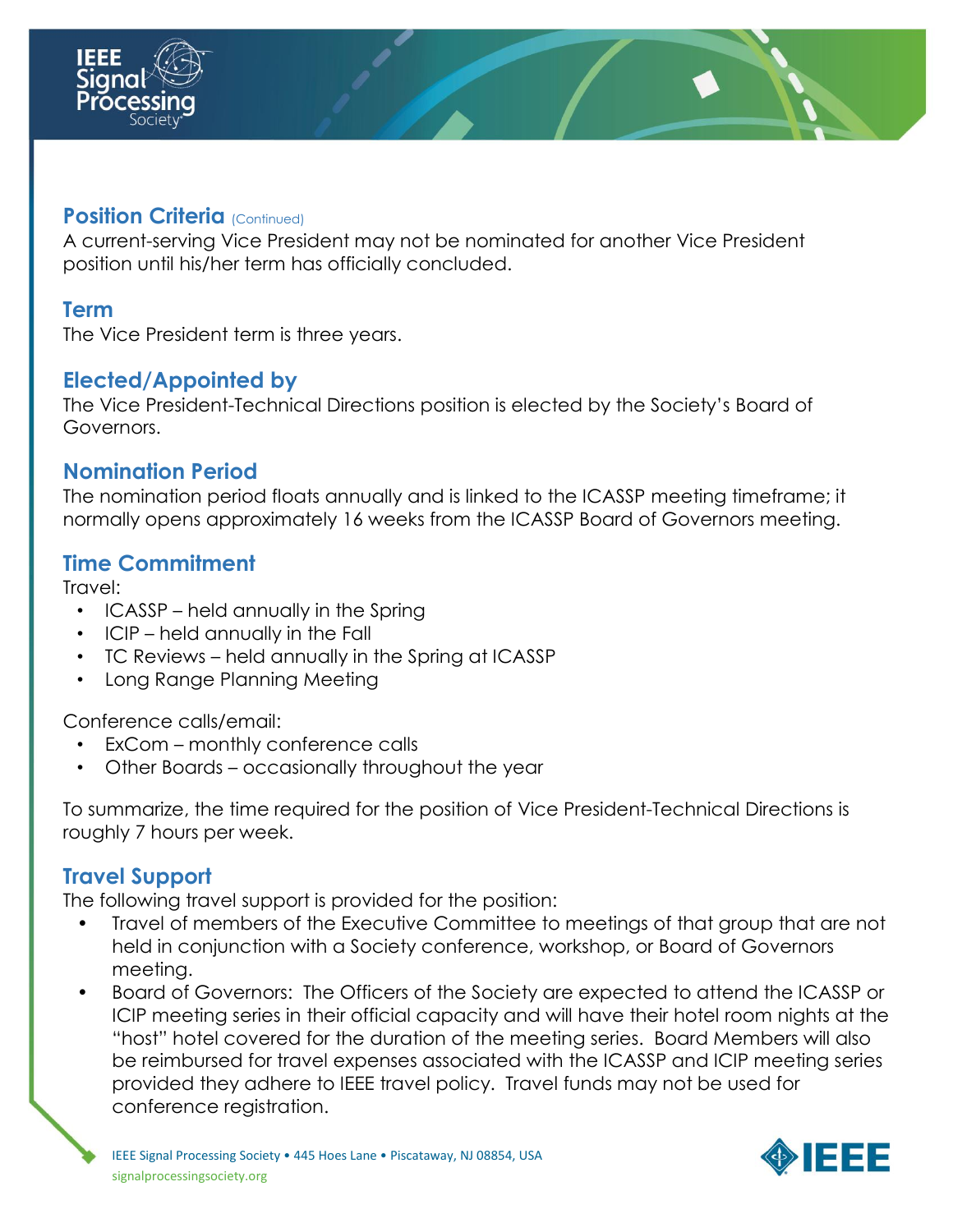## Position Criteria (Continued)

A current-serving Vice President may not be nominated for another Vice President position until his/her term has officially concluded.

## Term

The Vice President term is three years.

## Elected/Appointed by

The Vice President-Technical Directions position is elected by the Society's Board of Governors.

## Nomination Period

The nomination period floats annually and is linked to the ICASSP meeting timeframe; it normally opens approximately 16 weeks from the ICASSP Board of Governors meeting.

## Time Commitment

Travel:

- ICASSP – held annually in the Spring
- ICIP – held annually in the Fall
- TC Reviews – held annually in the Spring at ICASSP
- Long Range Planning Meeting

Conference calls/email:

- ExCom – monthly conference calls
- Other Boards – occasionally throughout the year

To summarize, the time required for the position of Vice President-Technical Directions is roughly 7 hours per week.

## Travel Support

The following travel support is provided for the position:

- Travel of members of the Executive Committee to meetings of that group that are not held in conjunction with a Society conference, workshop, or Board of Governors meeting.
- Board of Governors: The Officers of the Society are expected to attend the ICASSP or ICIP meeting series in their official capacity and will have their hotel room nights at the "host" hotel covered for the duration of the meeting series. Board Members will also be reimbursed for travel expenses associated with the ICASSP and ICIP meeting series provided they adhere to IEEE travel policy. Travel funds may not be used for conference registration.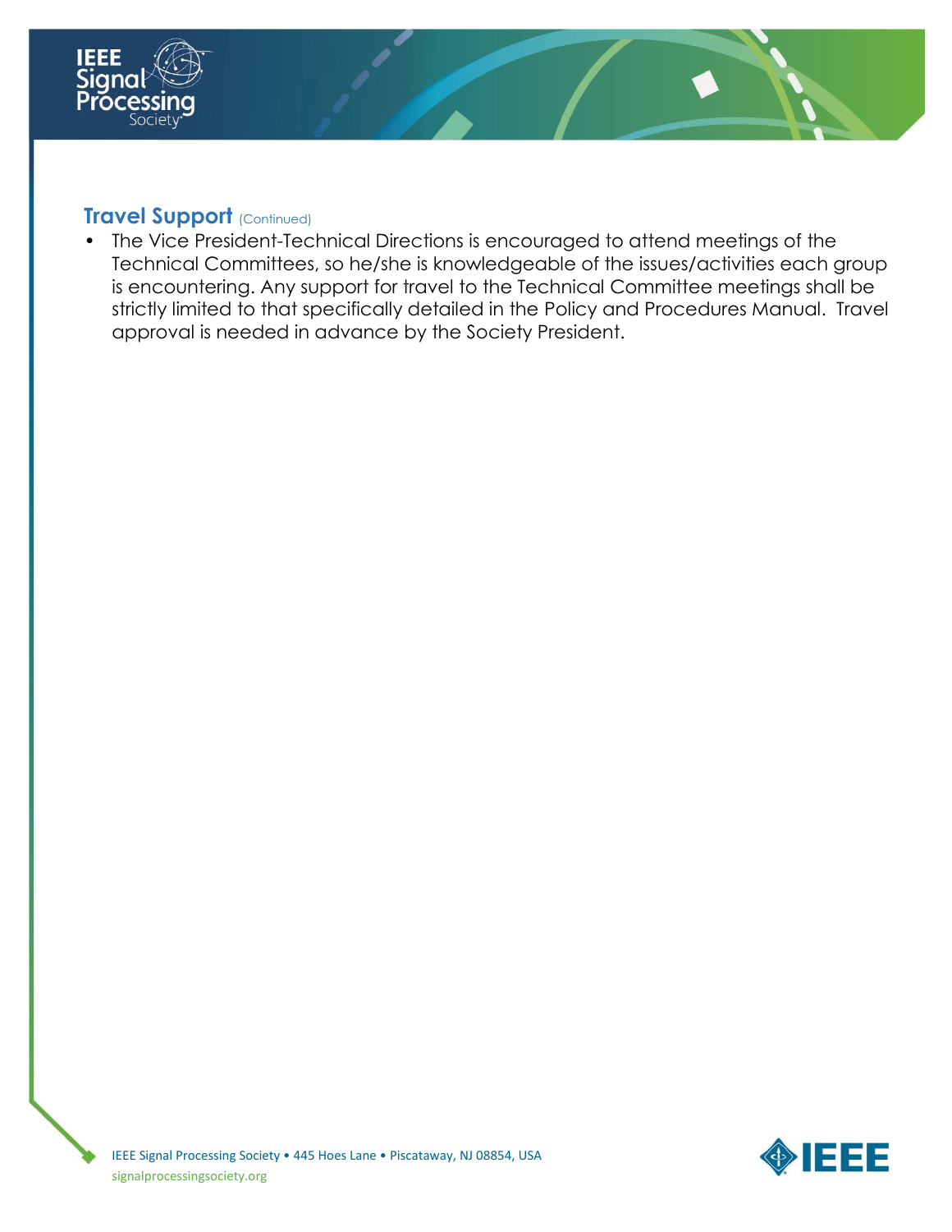## Travel Support (Continued)

- The Vice President-Technical Directions is encouraged to attend meetings of the Technical Committees, so he/she is knowledgeable of the issues/activities each group is encountering. Any support for travel to the Technical Committee meetings shall be strictly limited to that specifically detailed in the Policy and Procedures Manual. Travel approval is needed in advance by the Society President.